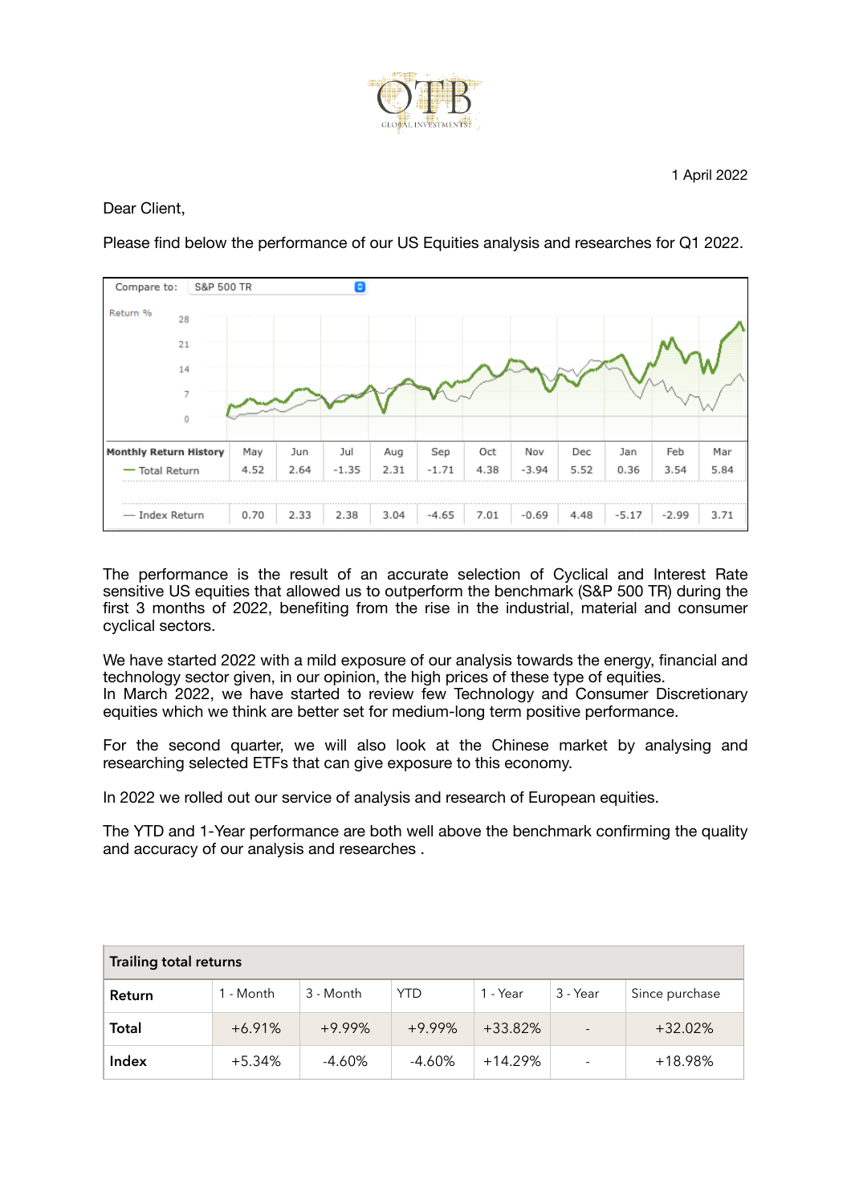OTB
GLOBAL INVESTMENTS

1 April 2022

Dear Client,

Please find below the performance of our US Equities analysis and researches for Q1 2022.

Compare to: S&P 500 TR

Return %

| Monthly Return History | May | Jun | Jul | Aug | Sep | Oct | Nov | Dec | Jan | Feb | Mar |
|---|---|---|---|---|---|---|---|---|---|---|---|
| Total Return | 4.52 | 2.64 | -1.35 | 2.31 | -1.71 | 4.38 | -3.94 | 5.52 | 0.36 | 3.54 | 5.84 |
| Index Return | 0.70 | 2.33 | 2.38 | 3.04 | -4.65 | 7.01 | -0.69 | 4.48 | -5.17 | -2.99 | 3.71 |

The performance is the result of an accurate selection of Cyclical and Interest Rate sensitive US equities that allowed us to outperform the benchmark (S&P 500 TR) during the first 3 months of 2022, benefiting from the rise in the industrial, material and consumer cyclical sectors.

We have started 2022 with a mild exposure of our analysis towards the energy, financial and technology sector given, in our opinion, the high prices of these type of equities.
In March 2022, we have started to review few Technology and Consumer Discretionary equities which we think are better set for medium-long term positive performance.

For the second quarter, we will also look at the Chinese market by analysing and researching selected ETFs that can give exposure to this economy.

In 2022 we rolled out our service of analysis and research of European equities.

The YTD and 1-Year performance are both well above the benchmark confirming the quality and accuracy of our analysis and researches .

| Trailing total returns | | | | | | |
|---|---|---|---|---|---|---|
| **Return** | 1 - Month | 3 - Month | YTD | 1 - Year | 3 - Year | Since purchase |
| **Total** | +6.91% | +9.99% | +9.99% | +33.82% | - | +32.02% |
| **Index** | +5.34% | -4.60% | -4.60% | +14.29% | - | +18.98% |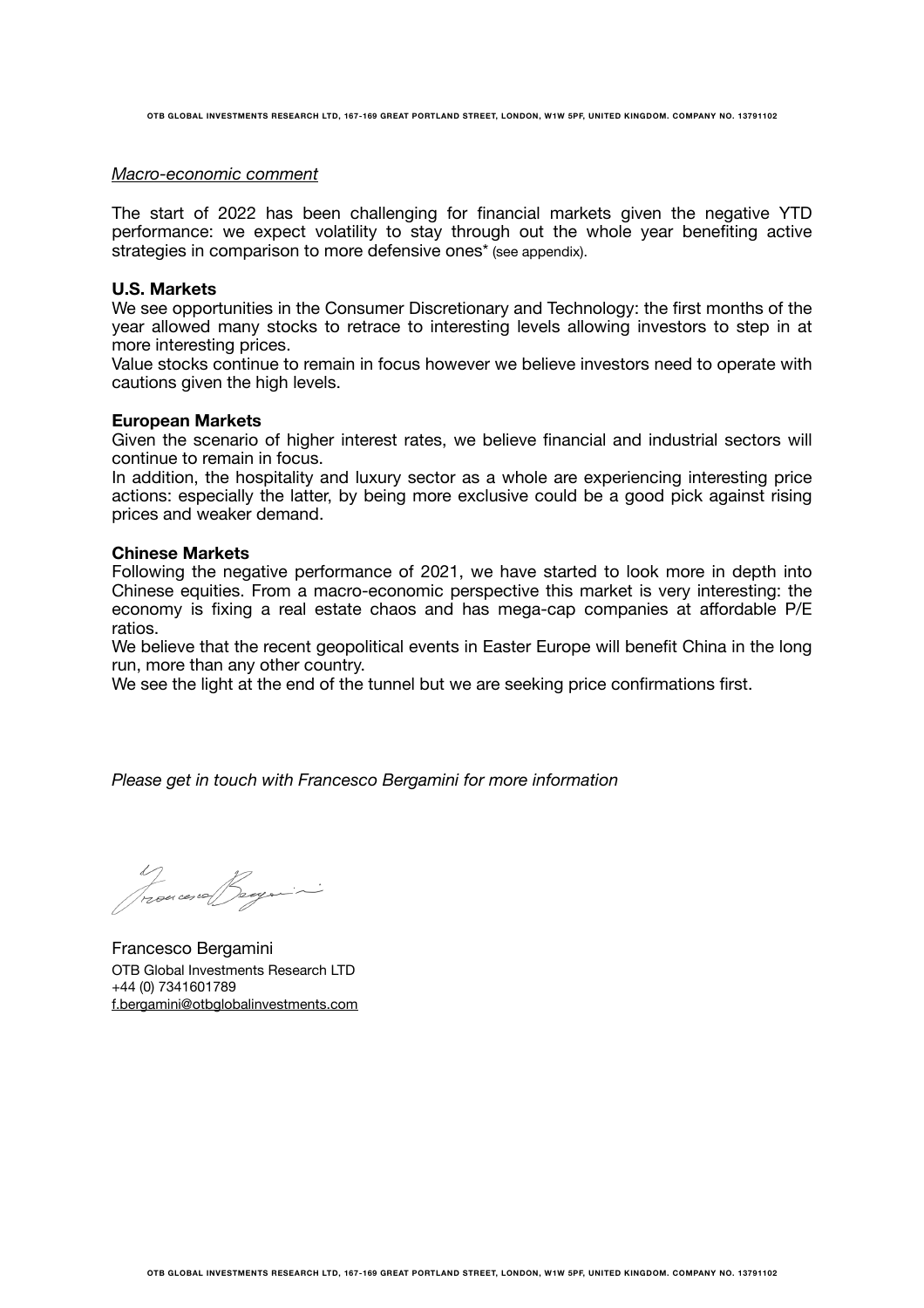*Macro-economic comment*

The start of 2022 has been challenging for financial markets given the negative YTD performance: we expect volatility to stay through out the whole year benefiting active strategies in comparison to more defensive ones* (see appendix).

**U.S. Markets**

We see opportunities in the Consumer Discretionary and Technology: the first months of the year allowed many stocks to retrace to interesting levels allowing investors to step in at more interesting prices.

Value stocks continue to remain in focus however we believe investors need to operate with cautions given the high levels.

**European Markets**

Given the scenario of higher interest rates, we believe financial and industrial sectors will continue to remain in focus.

In addition, the hospitality and luxury sector as a whole are experiencing interesting price actions: especially the latter, by being more exclusive could be a good pick against rising prices and weaker demand.

**Chinese Markets**

Following the negative performance of 2021, we have started to look more in depth into Chinese equities. From a macro-economic perspective this market is very interesting: the economy is fixing a real estate chaos and has mega-cap companies at affordable P/E ratios.

We believe that the recent geopolitical events in Easter Europe will benefit China in the long run, more than any other country.

We see the light at the end of the tunnel but we are seeking price confirmations first.

*Please get in touch with Francesco Bergamini for more information*

Francesco Bergamini
OTB Global Investments Research LTD
+44 (0) 7341601789
f.bergamini@otbglobalinvestments.com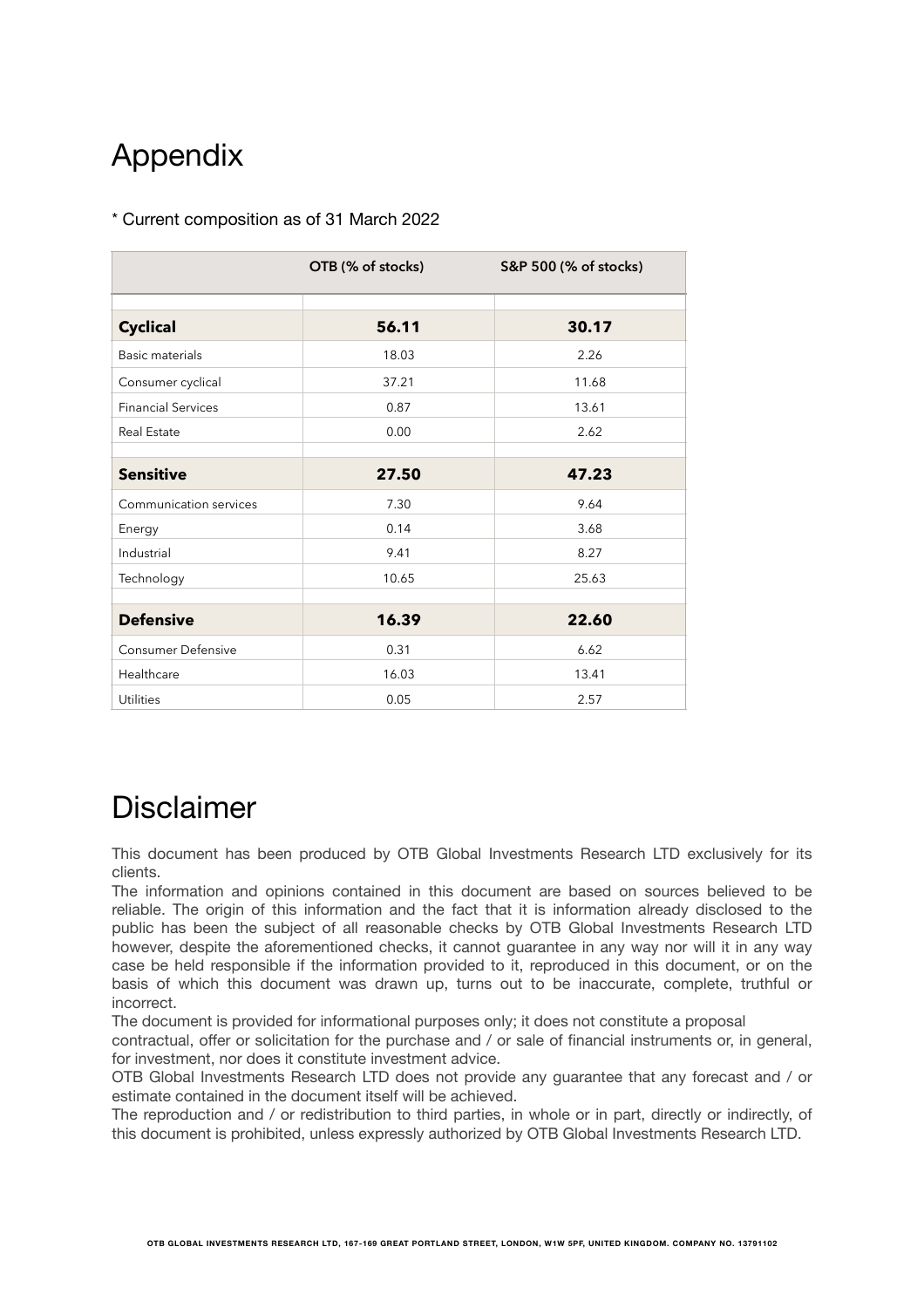# Appendix

* Current composition as of 31 March 2022

| | OTB (% of stocks) | S&P 500 (% of stocks) |
|---|---|---|
| **Cyclical** | **56.11** | **30.17** |
| Basic materials | 18.03 | 2.26 |
| Consumer cyclical | 37.21 | 11.68 |
| Financial Services | 0.87 | 13.61 |
| Real Estate | 0.00 | 2.62 |
| **Sensitive** | **27.50** | **47.23** |
| Communication services | 7.30 | 9.64 |
| Energy | 0.14 | 3.68 |
| Industrial | 9.41 | 8.27 |
| Technology | 10.65 | 25.63 |
| **Defensive** | **16.39** | **22.60** |
| Consumer Defensive | 0.31 | 6.62 |
| Healthcare | 16.03 | 13.41 |
| Utilities | 0.05 | 2.57 |

# Disclaimer

This document has been produced by OTB Global Investments Research LTD exclusively for its clients.

The information and opinions contained in this document are based on sources believed to be reliable. The origin of this information and the fact that it is information already disclosed to the public has been the subject of all reasonable checks by OTB Global Investments Research LTD however, despite the aforementioned checks, it cannot guarantee in any way nor will it in any way case be held responsible if the information provided to it, reproduced in this document, or on the basis of which this document was drawn up, turns out to be inaccurate, complete, truthful or incorrect.

The document is provided for informational purposes only; it does not constitute a proposal contractual, offer or solicitation for the purchase and / or sale of financial instruments or, in general, for investment, nor does it constitute investment advice.

OTB Global Investments Research LTD does not provide any guarantee that any forecast and / or estimate contained in the document itself will be achieved.

The reproduction and / or redistribution to third parties, in whole or in part, directly or indirectly, of this document is prohibited, unless expressly authorized by OTB Global Investments Research LTD.

OTB GLOBAL INVESTMENTS RESEARCH LTD, 167-169 GREAT PORTLAND STREET, LONDON, W1W 5PF, UNITED KINGDOM. COMPANY NO. 13791102